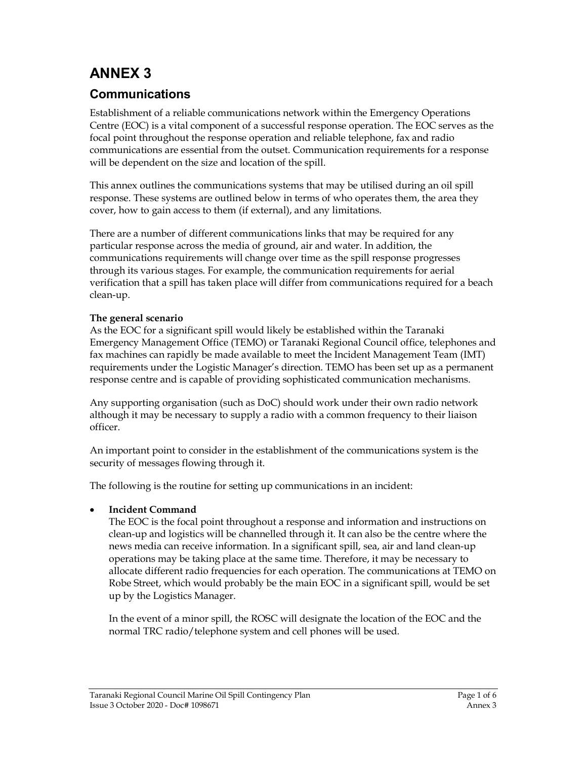# ANNEX 3

## Communications

Establishment of a reliable communications network within the Emergency Operations Centre (EOC) is a vital component of a successful response operation. The EOC serves as the focal point throughout the response operation and reliable telephone, fax and radio communications are essential from the outset. Communication requirements for a response will be dependent on the size and location of the spill.

This annex outlines the communications systems that may be utilised during an oil spill response. These systems are outlined below in terms of who operates them, the area they cover, how to gain access to them (if external), and any limitations.

There are a number of different communications links that may be required for any particular response across the media of ground, air and water. In addition, the communications requirements will change over time as the spill response progresses through its various stages. For example, the communication requirements for aerial verification that a spill has taken place will differ from communications required for a beach clean-up.

**The general scenario**

As the EOC for a significant spill would likely be established within the Taranaki Emergency Management Office (TEMO) or Taranaki Regional Council office, telephones and fax machines can rapidly be made available to meet the Incident Management Team (IMT) requirements under the Logistic Manager's direction. TEMO has been set up as a permanent response centre and is capable of providing sophisticated communication mechanisms.

Any supporting organisation (such as DoC) should work under their own radio network although it may be necessary to supply a radio with a common frequency to their liaison officer.

An important point to consider in the establishment of the communications system is the security of messages flowing through it.

The following is the routine for setting up communications in an incident:

- **Incident Command**

  The EOC is the focal point throughout a response and information and instructions on clean-up and logistics will be channelled through it. It can also be the centre where the news media can receive information. In a significant spill, sea, air and land clean-up operations may be taking place at the same time. Therefore, it may be necessary to allocate different radio frequencies for each operation. The communications at TEMO on Robe Street, which would probably be the main EOC in a significant spill, would be set up by the Logistics Manager.

  In the event of a minor spill, the ROSC will designate the location of the EOC and the normal TRC radio/telephone system and cell phones will be used.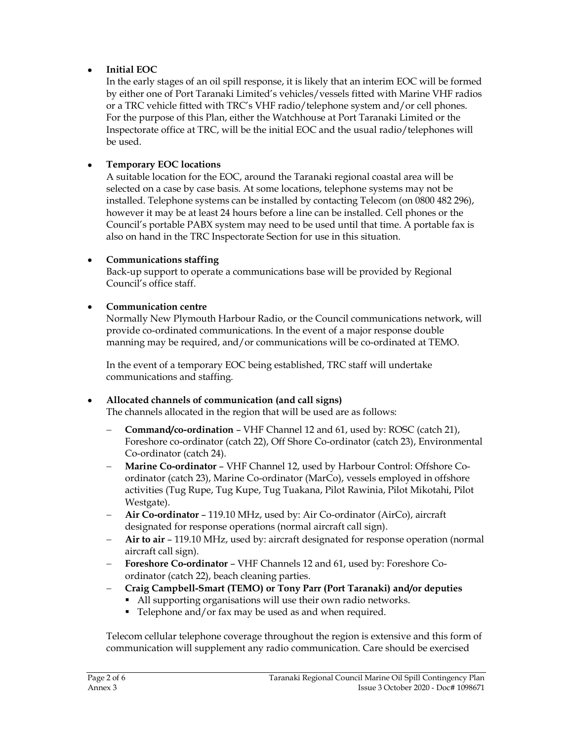- **Initial EOC**

  In the early stages of an oil spill response, it is likely that an interim EOC will be formed by either one of Port Taranaki Limited's vehicles/vessels fitted with Marine VHF radios or a TRC vehicle fitted with TRC's VHF radio/telephone system and/or cell phones. For the purpose of this Plan, either the Watchhouse at Port Taranaki Limited or the Inspectorate office at TRC, will be the initial EOC and the usual radio/telephones will be used.

- **Temporary EOC locations**

  A suitable location for the EOC, around the Taranaki regional coastal area will be selected on a case by case basis. At some locations, telephone systems may not be installed. Telephone systems can be installed by contacting Telecom (on 0800 482 296), however it may be at least 24 hours before a line can be installed. Cell phones or the Council's portable PABX system may need to be used until that time. A portable fax is also on hand in the TRC Inspectorate Section for use in this situation.

- **Communications staffing**

  Back-up support to operate a communications base will be provided by Regional Council's office staff.

- **Communication centre**

  Normally New Plymouth Harbour Radio, or the Council communications network, will provide co-ordinated communications. In the event of a major response double manning may be required, and/or communications will be co-ordinated at TEMO.

  In the event of a temporary EOC being established, TRC staff will undertake communications and staffing.

- **Allocated channels of communication (and call signs)**

  The channels allocated in the region that will be used are as follows:

  - **Command/co-ordination** – VHF Channel 12 and 61, used by: ROSC (catch 21), Foreshore co-ordinator (catch 22), Off Shore Co-ordinator (catch 23), Environmental Co-ordinator (catch 24).
  - **Marine Co-ordinator** – VHF Channel 12, used by Harbour Control: Offshore Co-ordinator (catch 23), Marine Co-ordinator (MarCo), vessels employed in offshore activities (Tug Rupe, Tug Kupe, Tug Tuakana, Pilot Rawinia, Pilot Mikotahi, Pilot Westgate).
  - **Air Co-ordinator** – 119.10 MHz, used by: Air Co-ordinator (AirCo), aircraft designated for response operations (normal aircraft call sign).
  - **Air to air** – 119.10 MHz, used by: aircraft designated for response operation (normal aircraft call sign).
  - **Foreshore Co-ordinator** – VHF Channels 12 and 61, used by: Foreshore Co-ordinator (catch 22), beach cleaning parties.
  - **Craig Campbell-Smart (TEMO) or Tony Parr (Port Taranaki) and/or deputies**
    - All supporting organisations will use their own radio networks.
    - Telephone and/or fax may be used as and when required.

  Telecom cellular telephone coverage throughout the region is extensive and this form of communication will supplement any radio communication. Care should be exercised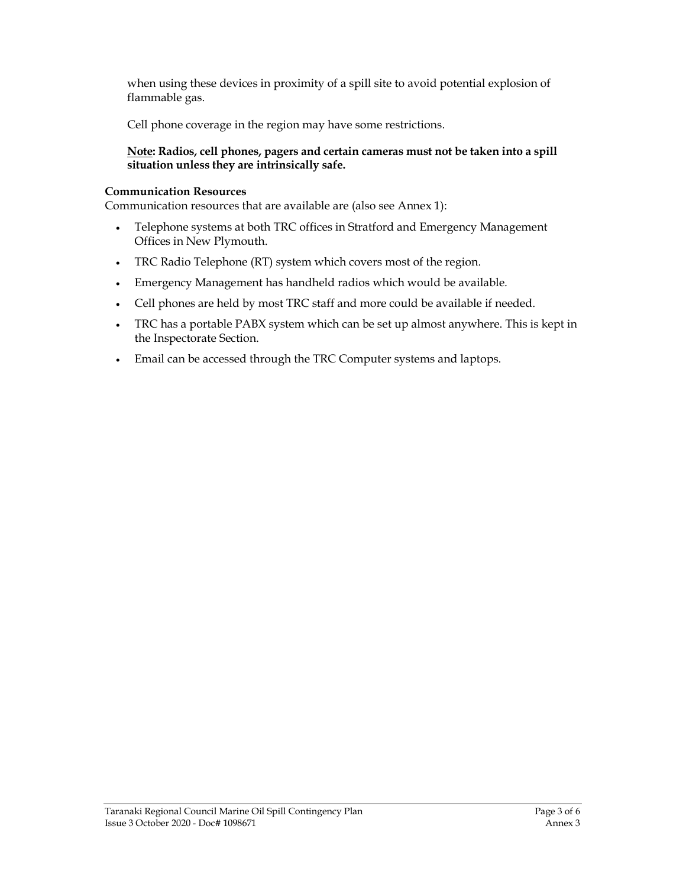when using these devices in proximity of a spill site to avoid potential explosion of flammable gas.

Cell phone coverage in the region may have some restrictions.

**Note: Radios, cell phones, pagers and certain cameras must not be taken into a spill situation unless they are intrinsically safe.**

**Communication Resources**

Communication resources that are available are (also see Annex 1):

- Telephone systems at both TRC offices in Stratford and Emergency Management Offices in New Plymouth.
- TRC Radio Telephone (RT) system which covers most of the region.
- Emergency Management has handheld radios which would be available.
- Cell phones are held by most TRC staff and more could be available if needed.
- TRC has a portable PABX system which can be set up almost anywhere. This is kept in the Inspectorate Section.
- Email can be accessed through the TRC Computer systems and laptops.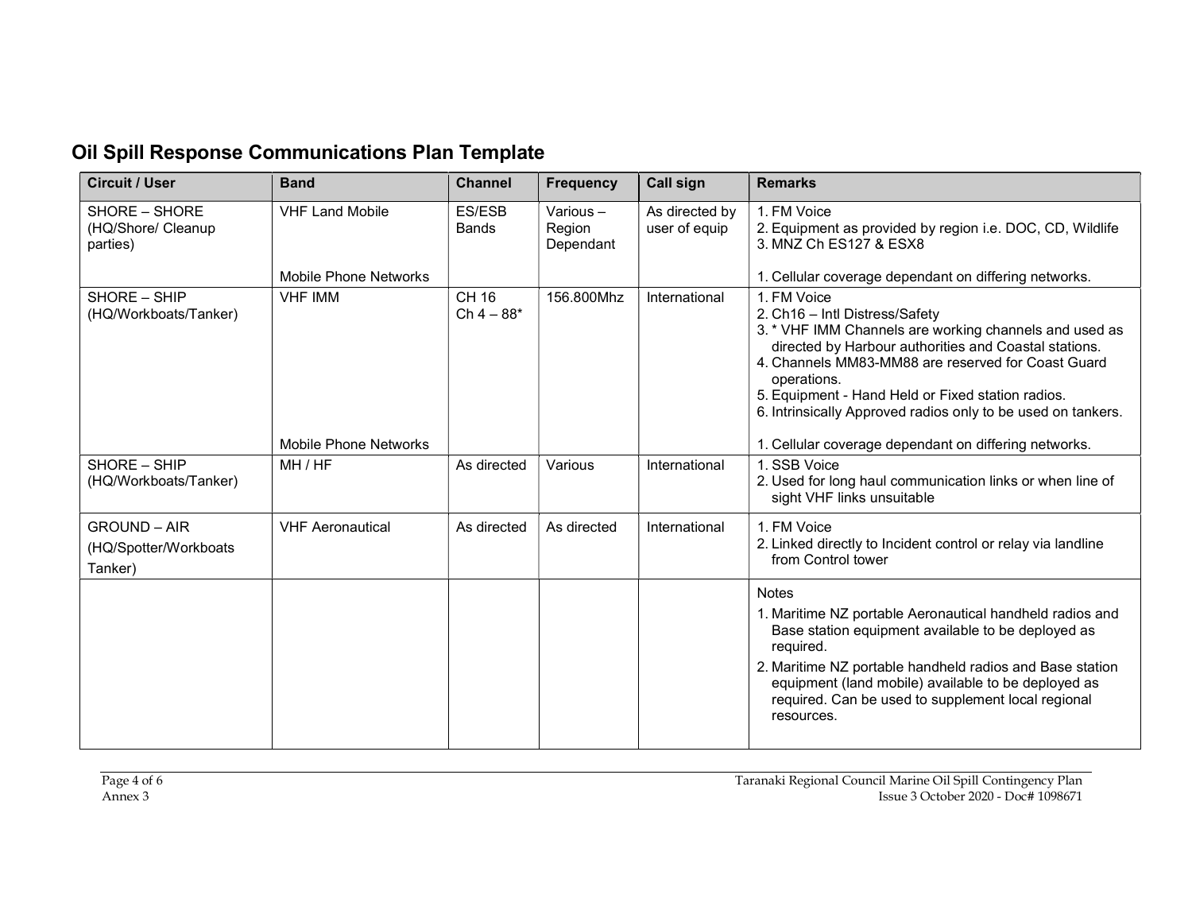## Oil Spill Response Communications Plan Template

| Circuit / User | Band | Channel | Frequency | Call sign | Remarks |
|---|---|---|---|---|---|
| SHORE – SHORE (HQ/Shore/ Cleanup parties) | VHF Land Mobile | ES/ESB Bands | Various – Region Dependant | As directed by user of equip | 1. FM Voice<br>2. Equipment as provided by region i.e. DOC, CD, Wildlife<br>3. MNZ Ch ES127 & ESX8 |
| | Mobile Phone Networks | | | | 1. Cellular coverage dependant on differing networks. |
| SHORE – SHIP (HQ/Workboats/Tanker) | VHF IMM | CH 16<br>Ch 4 – 88* | 156.800Mhz | International | 1. FM Voice<br>2. Ch16 – Intl Distress/Safety<br>3. * VHF IMM Channels are working channels and used as directed by Harbour authorities and Coastal stations.<br>4. Channels MM83-MM88 are reserved for Coast Guard operations.<br>5. Equipment - Hand Held or Fixed station radios.<br>6. Intrinsically Approved radios only to be used on tankers. |
| | Mobile Phone Networks | | | | 1. Cellular coverage dependant on differing networks. |
| SHORE – SHIP (HQ/Workboats/Tanker) | MH / HF | As directed | Various | International | 1. SSB Voice<br>2. Used for long haul communication links or when line of sight VHF links unsuitable |
| GROUND – AIR (HQ/Spotter/Workboats Tanker) | VHF Aeronautical | As directed | As directed | International | 1. FM Voice<br>2. Linked directly to Incident control or relay via landline from Control tower |
| | | | | | Notes<br>1. Maritime NZ portable Aeronautical handheld radios and Base station equipment available to be deployed as required.<br>2. Maritime NZ portable handheld radios and Base station equipment (land mobile) available to be deployed as required. Can be used to supplement local regional resources. |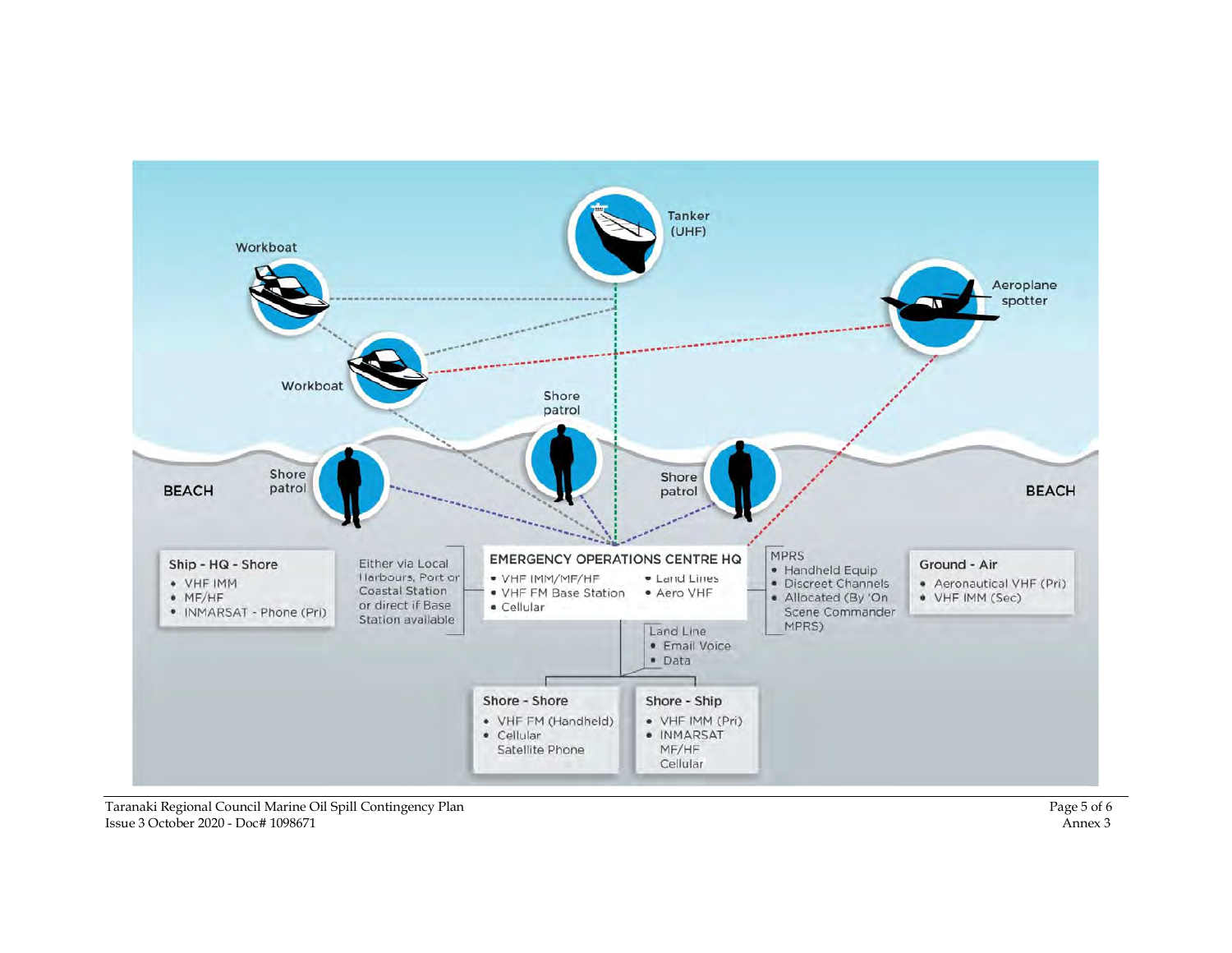Workboat

Tanker (UHF)

Aeroplane spotter

Workboat

Shore patrol

BEACH

Shore patrol

Shore patrol

BEACH

**Ship - HQ - Shore**

- VHF IMM
- MF/HF
- INMARSAT - Phone (Pri)

Either via Local Harbours, Port or Coastal Station or direct if Base Station available

**EMERGENCY OPERATIONS CENTRE HQ**

- VHF IMM/MF/HF
- VHF FM Base Station
- Cellular
- Land Lines
- Aero VHF

MPRS

- Handheld Equip
- Discreet Channels
- Allocated (By 'On Scene Commander MPRS)

**Ground - Air**

- Aeronautical VHF (Pri)
- VHF IMM (Sec)

Land Line

- Email Voice
- Data

**Shore - Shore**

- VHF FM (Handheld)
- Cellular Satellite Phone

**Shore - Ship**

- VHF IMM (Pri)
- INMARSAT MF/HF Cellular